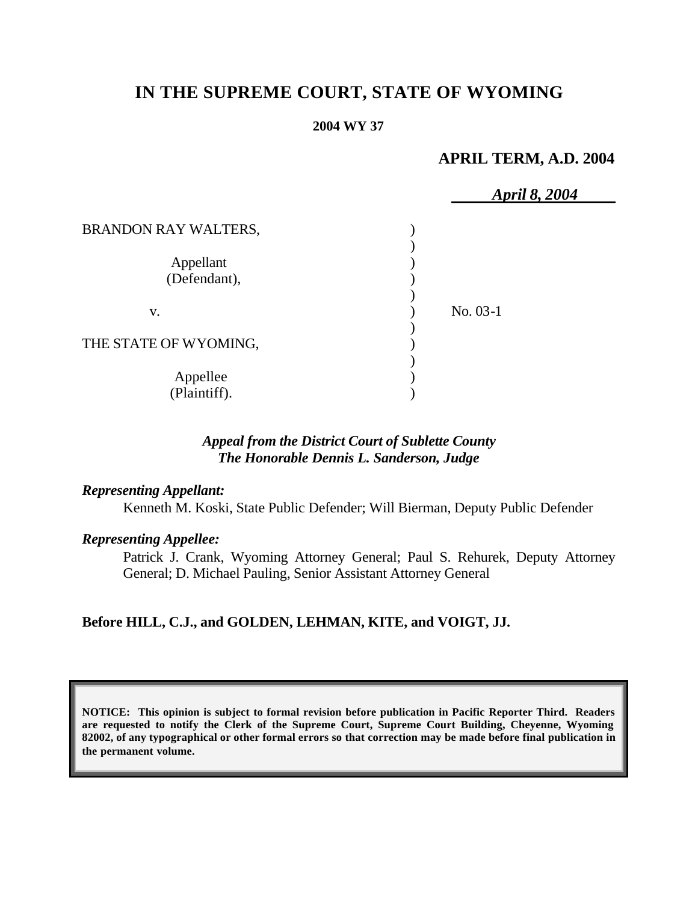# IN THE SUPREME COURT, STATE OF WYOMING

**2004 WY 37**

**APRIL TERM, A.D. 2004**

***April 8, 2004***

| | | |
|---|---|---|
| BRANDON RAY WALTERS, | ) | |
| | ) | |
| Appellant | ) | |
| (Defendant), | ) | |
| | ) | |
| v. | ) | No. 03-1 |
| | ) | |
| THE STATE OF WYOMING, | ) | |
| | ) | |
| Appellee | ) | |
| (Plaintiff). | ) | |

***Appeal from the District Court of Sublette County***
***The Honorable Dennis L. Sanderson, Judge***

***Representing Appellant:***

Kenneth M. Koski, State Public Defender; Will Bierman, Deputy Public Defender

***Representing Appellee:***

Patrick J. Crank, Wyoming Attorney General; Paul S. Rehurek, Deputy Attorney General; D. Michael Pauling, Senior Assistant Attorney General

**Before HILL, C.J., and GOLDEN, LEHMAN, KITE, and VOIGT, JJ.**

**NOTICE: This opinion is subject to formal revision before publication in Pacific Reporter Third. Readers are requested to notify the Clerk of the Supreme Court, Supreme Court Building, Cheyenne, Wyoming 82002, of any typographical or other formal errors so that correction may be made before final publication in the permanent volume.**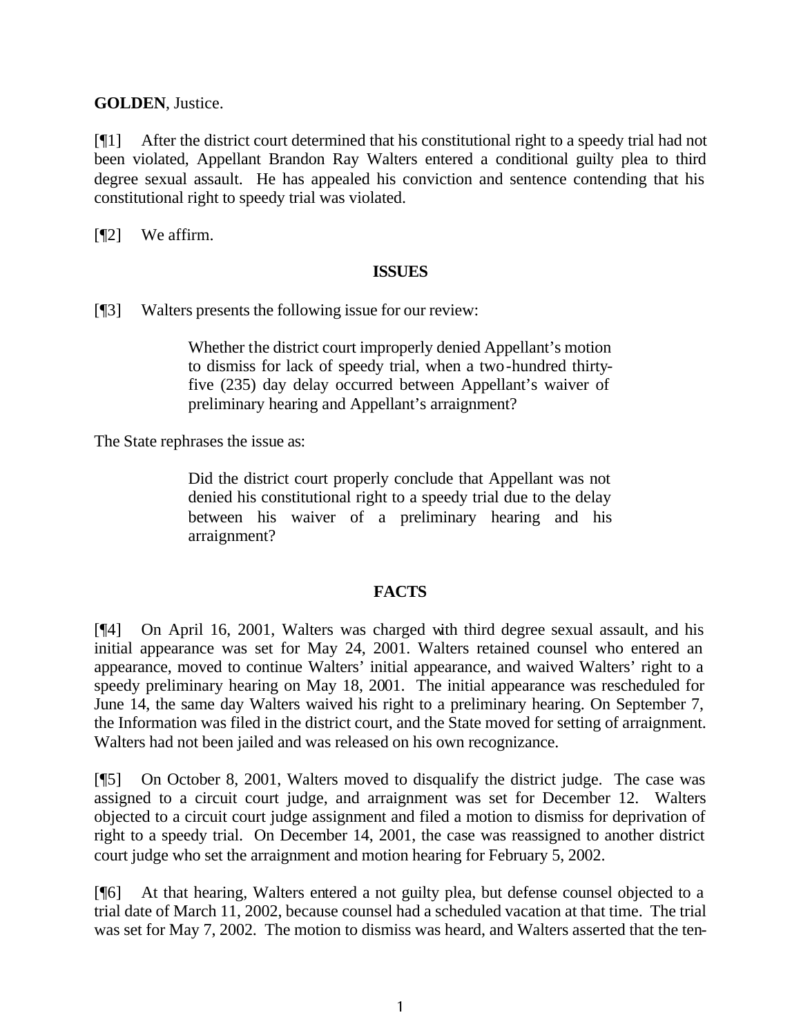**GOLDEN**, Justice.

[¶1] After the district court determined that his constitutional right to a speedy trial had not been violated, Appellant Brandon Ray Walters entered a conditional guilty plea to third degree sexual assault. He has appealed his conviction and sentence contending that his constitutional right to speedy trial was violated.

[¶2] We affirm.

## ISSUES

[¶3] Walters presents the following issue for our review:

> Whether the district court improperly denied Appellant's motion to dismiss for lack of speedy trial, when a two-hundred thirty-five (235) day delay occurred between Appellant's waiver of preliminary hearing and Appellant's arraignment?

The State rephrases the issue as:

> Did the district court properly conclude that Appellant was not denied his constitutional right to a speedy trial due to the delay between his waiver of a preliminary hearing and his arraignment?

## FACTS

[¶4] On April 16, 2001, Walters was charged with third degree sexual assault, and his initial appearance was set for May 24, 2001. Walters retained counsel who entered an appearance, moved to continue Walters' initial appearance, and waived Walters' right to a speedy preliminary hearing on May 18, 2001. The initial appearance was rescheduled for June 14, the same day Walters waived his right to a preliminary hearing. On September 7, the Information was filed in the district court, and the State moved for setting of arraignment. Walters had not been jailed and was released on his own recognizance.

[¶5] On October 8, 2001, Walters moved to disqualify the district judge. The case was assigned to a circuit court judge, and arraignment was set for December 12. Walters objected to a circuit court judge assignment and filed a motion to dismiss for deprivation of right to a speedy trial. On December 14, 2001, the case was reassigned to another district court judge who set the arraignment and motion hearing for February 5, 2002.

[¶6] At that hearing, Walters entered a not guilty plea, but defense counsel objected to a trial date of March 11, 2002, because counsel had a scheduled vacation at that time. The trial was set for May 7, 2002. The motion to dismiss was heard, and Walters asserted that the ten-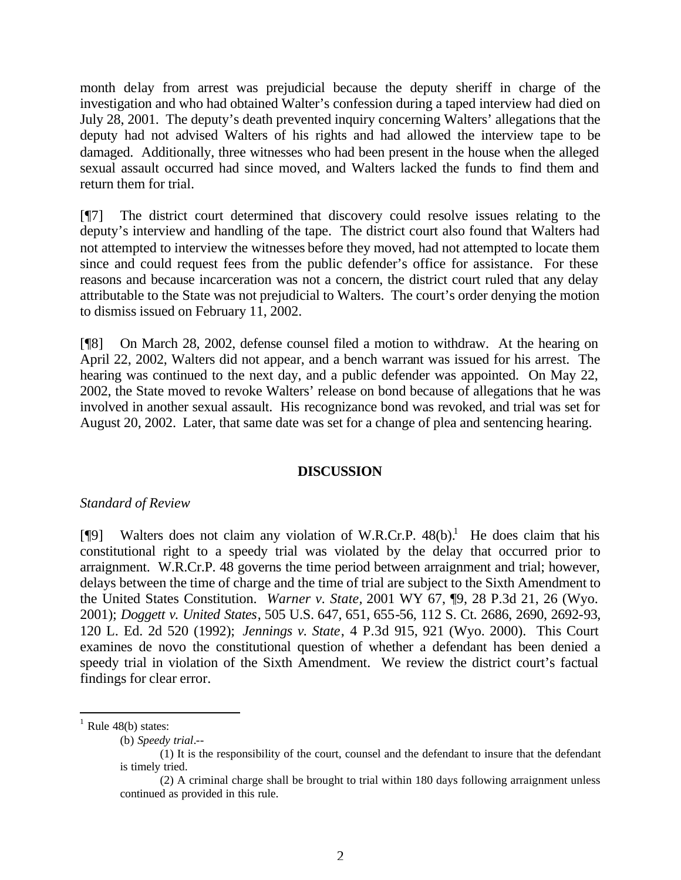month delay from arrest was prejudicial because the deputy sheriff in charge of the investigation and who had obtained Walter's confession during a taped interview had died on July 28, 2001. The deputy's death prevented inquiry concerning Walters' allegations that the deputy had not advised Walters of his rights and had allowed the interview tape to be damaged. Additionally, three witnesses who had been present in the house when the alleged sexual assault occurred had since moved, and Walters lacked the funds to find them and return them for trial.

[¶7] The district court determined that discovery could resolve issues relating to the deputy's interview and handling of the tape. The district court also found that Walters had not attempted to interview the witnesses before they moved, had not attempted to locate them since and could request fees from the public defender's office for assistance. For these reasons and because incarceration was not a concern, the district court ruled that any delay attributable to the State was not prejudicial to Walters. The court's order denying the motion to dismiss issued on February 11, 2002.

[¶8] On March 28, 2002, defense counsel filed a motion to withdraw. At the hearing on April 22, 2002, Walters did not appear, and a bench warrant was issued for his arrest. The hearing was continued to the next day, and a public defender was appointed. On May 22, 2002, the State moved to revoke Walters' release on bond because of allegations that he was involved in another sexual assault. His recognizance bond was revoked, and trial was set for August 20, 2002. Later, that same date was set for a change of plea and sentencing hearing.

## DISCUSSION

*Standard of Review*

[¶9] Walters does not claim any violation of W.R.Cr.P. 48(b).[1] He does claim that his constitutional right to a speedy trial was violated by the delay that occurred prior to arraignment. W.R.Cr.P. 48 governs the time period between arraignment and trial; however, delays between the time of charge and the time of trial are subject to the Sixth Amendment to the United States Constitution. *Warner v. State*, 2001 WY 67, ¶9, 28 P.3d 21, 26 (Wyo. 2001); *Doggett v. United States*, 505 U.S. 647, 651, 655-56, 112 S. Ct. 2686, 2690, 2692-93, 120 L. Ed. 2d 520 (1992); *Jennings v. State*, 4 P.3d 915, 921 (Wyo. 2000). This Court examines de novo the constitutional question of whether a defendant has been denied a speedy trial in violation of the Sixth Amendment. We review the district court's factual findings for clear error.

---

[1] Rule 48(b) states:

(b) *Speedy trial*.--

(1) It is the responsibility of the court, counsel and the defendant to insure that the defendant is timely tried.

(2) A criminal charge shall be brought to trial within 180 days following arraignment unless continued as provided in this rule.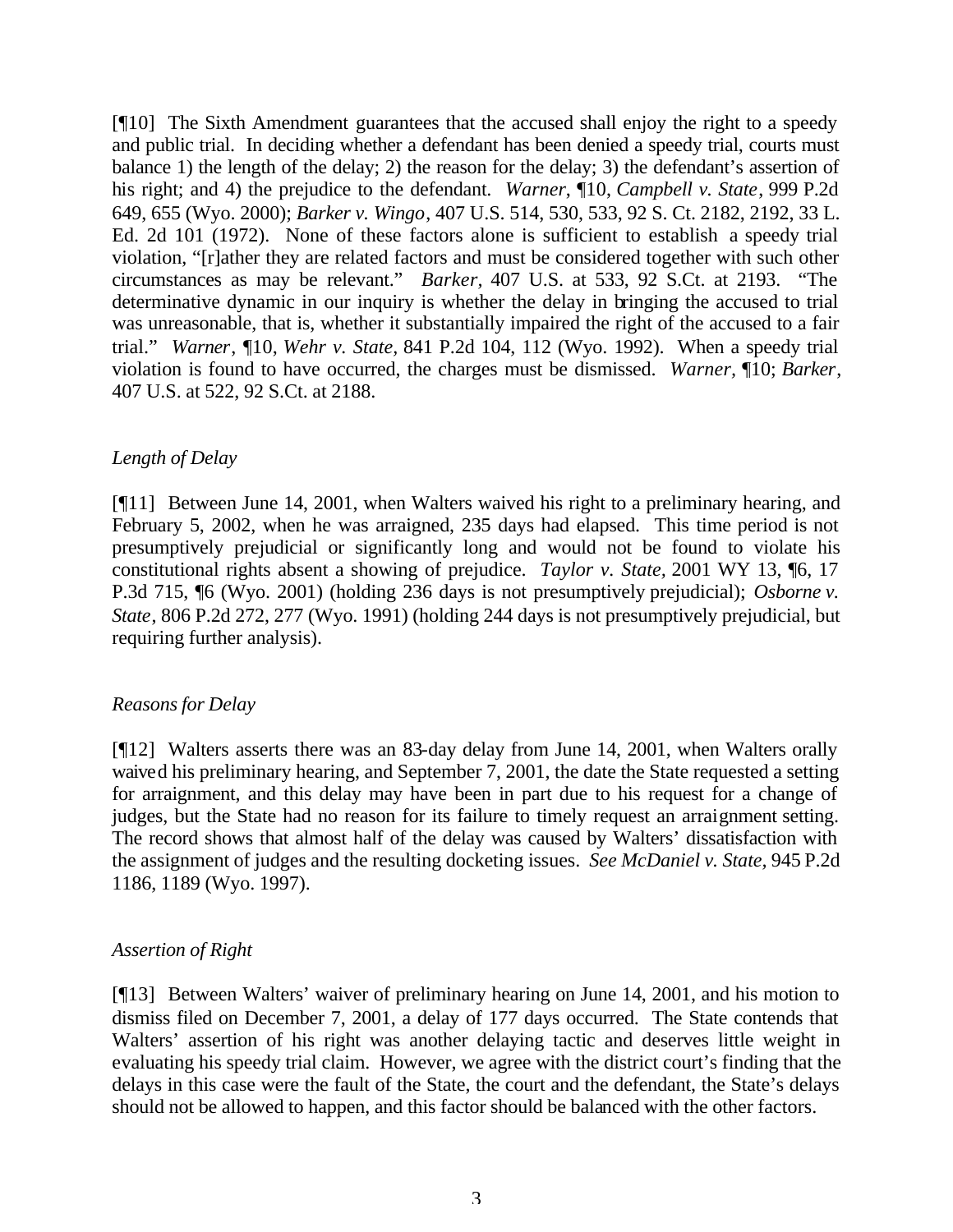[¶10] The Sixth Amendment guarantees that the accused shall enjoy the right to a speedy and public trial. In deciding whether a defendant has been denied a speedy trial, courts must balance 1) the length of the delay; 2) the reason for the delay; 3) the defendant's assertion of his right; and 4) the prejudice to the defendant. *Warner*, ¶10, *Campbell v. State*, 999 P.2d 649, 655 (Wyo. 2000); *Barker v. Wingo*, 407 U.S. 514, 530, 533, 92 S. Ct. 2182, 2192, 33 L. Ed. 2d 101 (1972). None of these factors alone is sufficient to establish a speedy trial violation, "[r]ather they are related factors and must be considered together with such other circumstances as may be relevant." *Barker,* 407 U.S. at 533, 92 S.Ct. at 2193. "The determinative dynamic in our inquiry is whether the delay in bringing the accused to trial was unreasonable, that is, whether it substantially impaired the right of the accused to a fair trial." *Warner*, ¶10, *Wehr v. State,* 841 P.2d 104, 112 (Wyo. 1992). When a speedy trial violation is found to have occurred, the charges must be dismissed. *Warner,* ¶10; *Barker*, 407 U.S. at 522, 92 S.Ct. at 2188.

*Length of Delay*

[¶11] Between June 14, 2001, when Walters waived his right to a preliminary hearing, and February 5, 2002, when he was arraigned, 235 days had elapsed. This time period is not presumptively prejudicial or significantly long and would not be found to violate his constitutional rights absent a showing of prejudice. *Taylor v. State,* 2001 WY 13, ¶6, 17 P.3d 715, ¶6 (Wyo. 2001) (holding 236 days is not presumptively prejudicial); *Osborne v. State*, 806 P.2d 272, 277 (Wyo. 1991) (holding 244 days is not presumptively prejudicial, but requiring further analysis).

*Reasons for Delay*

[¶12] Walters asserts there was an 83-day delay from June 14, 2001, when Walters orally waived his preliminary hearing, and September 7, 2001, the date the State requested a setting for arraignment, and this delay may have been in part due to his request for a change of judges, but the State had no reason for its failure to timely request an arraignment setting. The record shows that almost half of the delay was caused by Walters' dissatisfaction with the assignment of judges and the resulting docketing issues. *See McDaniel v. State,* 945 P.2d 1186, 1189 (Wyo. 1997).

*Assertion of Right*

[¶13] Between Walters' waiver of preliminary hearing on June 14, 2001, and his motion to dismiss filed on December 7, 2001, a delay of 177 days occurred. The State contends that Walters' assertion of his right was another delaying tactic and deserves little weight in evaluating his speedy trial claim. However, we agree with the district court's finding that the delays in this case were the fault of the State, the court and the defendant, the State's delays should not be allowed to happen, and this factor should be balanced with the other factors.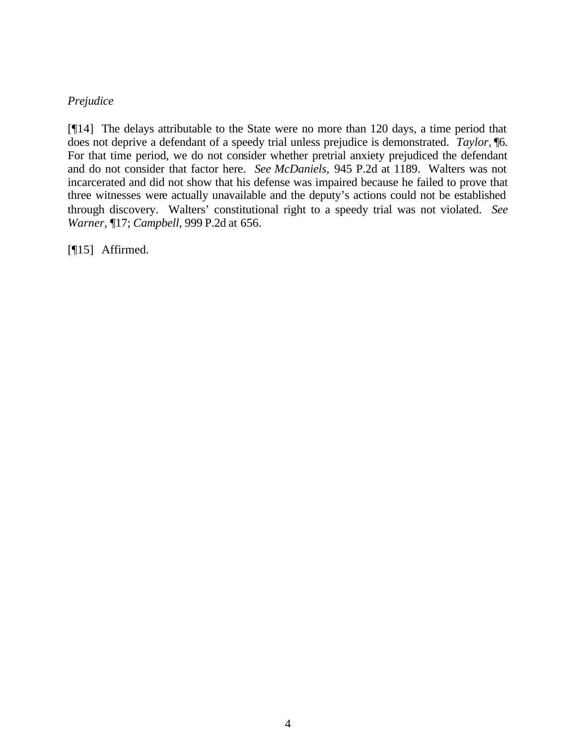*Prejudice*

[¶14] The delays attributable to the State were no more than 120 days, a time period that does not deprive a defendant of a speedy trial unless prejudice is demonstrated. *Taylor*, ¶6. For that time period, we do not consider whether pretrial anxiety prejudiced the defendant and do not consider that factor here. *See McDaniels*, 945 P.2d at 1189. Walters was not incarcerated and did not show that his defense was impaired because he failed to prove that three witnesses were actually unavailable and the deputy's actions could not be established through discovery. Walters' constitutional right to a speedy trial was not violated. *See Warner*, ¶17; *Campbell*, 999 P.2d at 656.

[¶15] Affirmed.